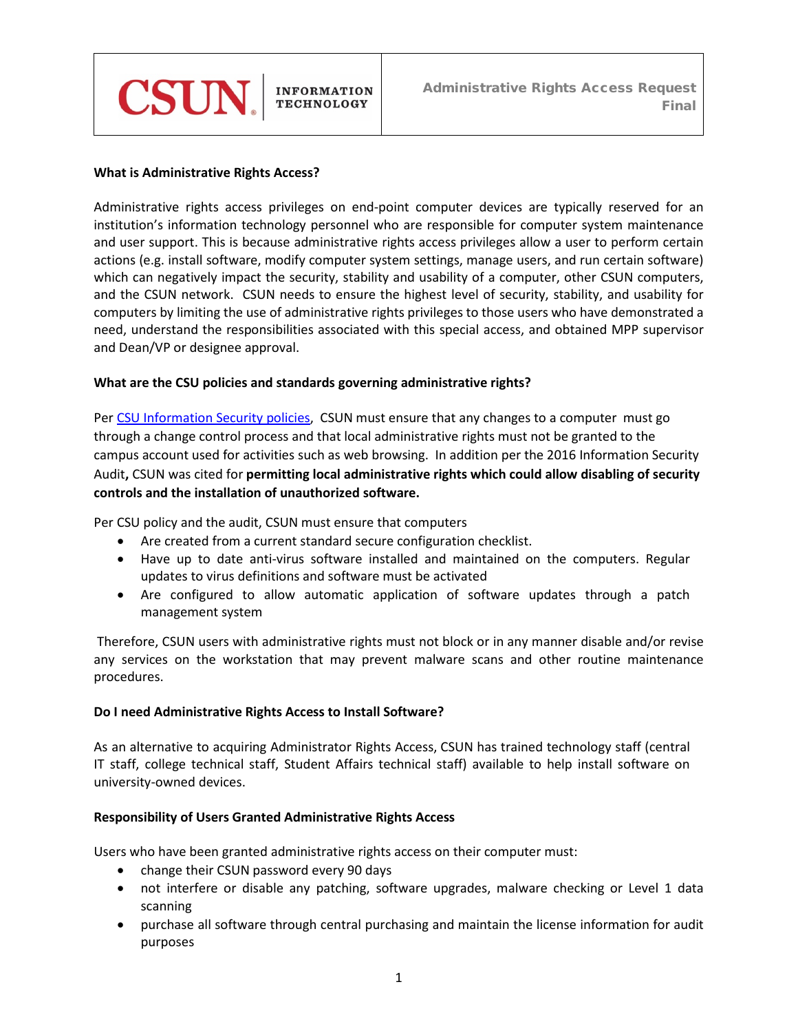CSUN | INFORMATION TECHNOLOGY

**Administrative Rights Access Request**
**Final**

### What is Administrative Rights Access?

Administrative rights access privileges on end-point computer devices are typically reserved for an institution's information technology personnel who are responsible for computer system maintenance and user support. This is because administrative rights access privileges allow a user to perform certain actions (e.g. install software, modify computer system settings, manage users, and run certain software) which can negatively impact the security, stability and usability of a computer, other CSUN computers, and the CSUN network. CSUN needs to ensure the highest level of security, stability, and usability for computers by limiting the use of administrative rights privileges to those users who have demonstrated a need, understand the responsibilities associated with this special access, and obtained MPP supervisor and Dean/VP or designee approval.

### What are the CSU policies and standards governing administrative rights?

Per [CSU Information Security policies](), CSUN must ensure that any changes to a computer must go through a change control process and that local administrative rights must not be granted to the campus account used for activities such as web browsing. In addition per the 2016 Information Security Audit**,** CSUN was cited for **permitting local administrative rights which could allow disabling of security controls and the installation of unauthorized software.**

Per CSU policy and the audit, CSUN must ensure that computers

- Are created from a current standard secure configuration checklist.
- Have up to date anti-virus software installed and maintained on the computers. Regular updates to virus definitions and software must be activated
- Are configured to allow automatic application of software updates through a patch management system

Therefore, CSUN users with administrative rights must not block or in any manner disable and/or revise any services on the workstation that may prevent malware scans and other routine maintenance procedures.

### Do I need Administrative Rights Access to Install Software?

As an alternative to acquiring Administrator Rights Access, CSUN has trained technology staff (central IT staff, college technical staff, Student Affairs technical staff) available to help install software on university-owned devices.

### Responsibility of Users Granted Administrative Rights Access

Users who have been granted administrative rights access on their computer must:

- change their CSUN password every 90 days
- not interfere or disable any patching, software upgrades, malware checking or Level 1 data scanning
- purchase all software through central purchasing and maintain the license information for audit purposes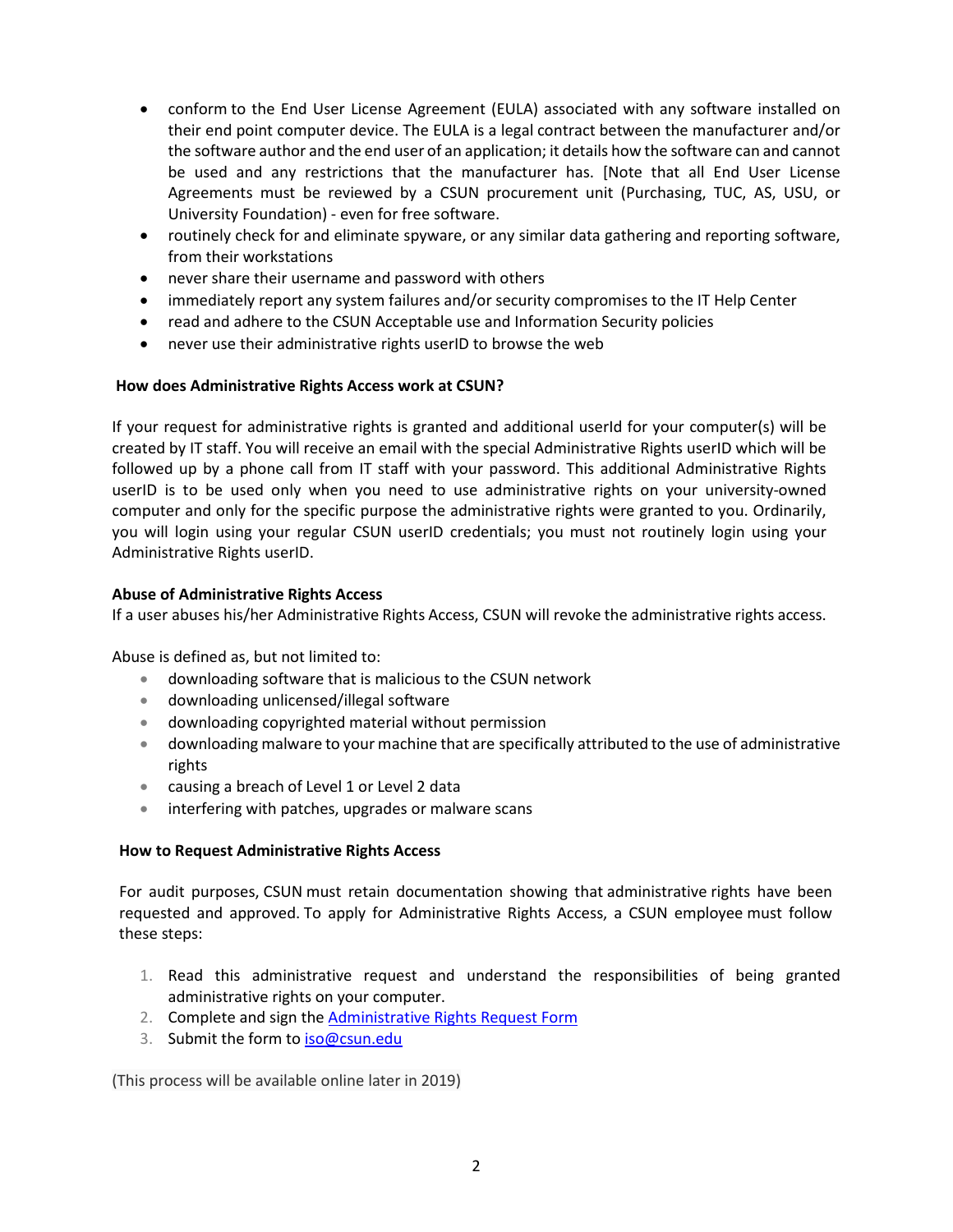- conform to the End User License Agreement (EULA) associated with any software installed on their end point computer device. The EULA is a legal contract between the manufacturer and/or the software author and the end user of an application; it details how the software can and cannot be used and any restrictions that the manufacturer has. [Note that all End User License Agreements must be reviewed by a CSUN procurement unit (Purchasing, TUC, AS, USU, or University Foundation) - even for free software.
- routinely check for and eliminate spyware, or any similar data gathering and reporting software, from their workstations
- never share their username and password with others
- immediately report any system failures and/or security compromises to the IT Help Center
- read and adhere to the CSUN Acceptable use and Information Security policies
- never use their administrative rights userID to browse the web

**How does Administrative Rights Access work at CSUN?**

If your request for administrative rights is granted and additional userId for your computer(s) will be created by IT staff. You will receive an email with the special Administrative Rights userID which will be followed up by a phone call from IT staff with your password. This additional Administrative Rights userID is to be used only when you need to use administrative rights on your university-owned computer and only for the specific purpose the administrative rights were granted to you. Ordinarily, you will login using your regular CSUN userID credentials; you must not routinely login using your Administrative Rights userID.

**Abuse of Administrative Rights Access**

If a user abuses his/her Administrative Rights Access, CSUN will revoke the administrative rights access.

Abuse is defined as, but not limited to:

- downloading software that is malicious to the CSUN network
- downloading unlicensed/illegal software
- downloading copyrighted material without permission
- downloading malware to your machine that are specifically attributed to the use of administrative rights
- causing a breach of Level 1 or Level 2 data
- interfering with patches, upgrades or malware scans

**How to Request Administrative Rights Access**

For audit purposes, CSUN must retain documentation showing that administrative rights have been requested and approved. To apply for Administrative Rights Access, a CSUN employee must follow these steps:

1. Read this administrative request and understand the responsibilities of being granted administrative rights on your computer.
2. Complete and sign the [Administrative Rights Request Form]()
3. Submit the form to [iso@csun.edu](mailto:iso@csun.edu)

(This process will be available online later in 2019)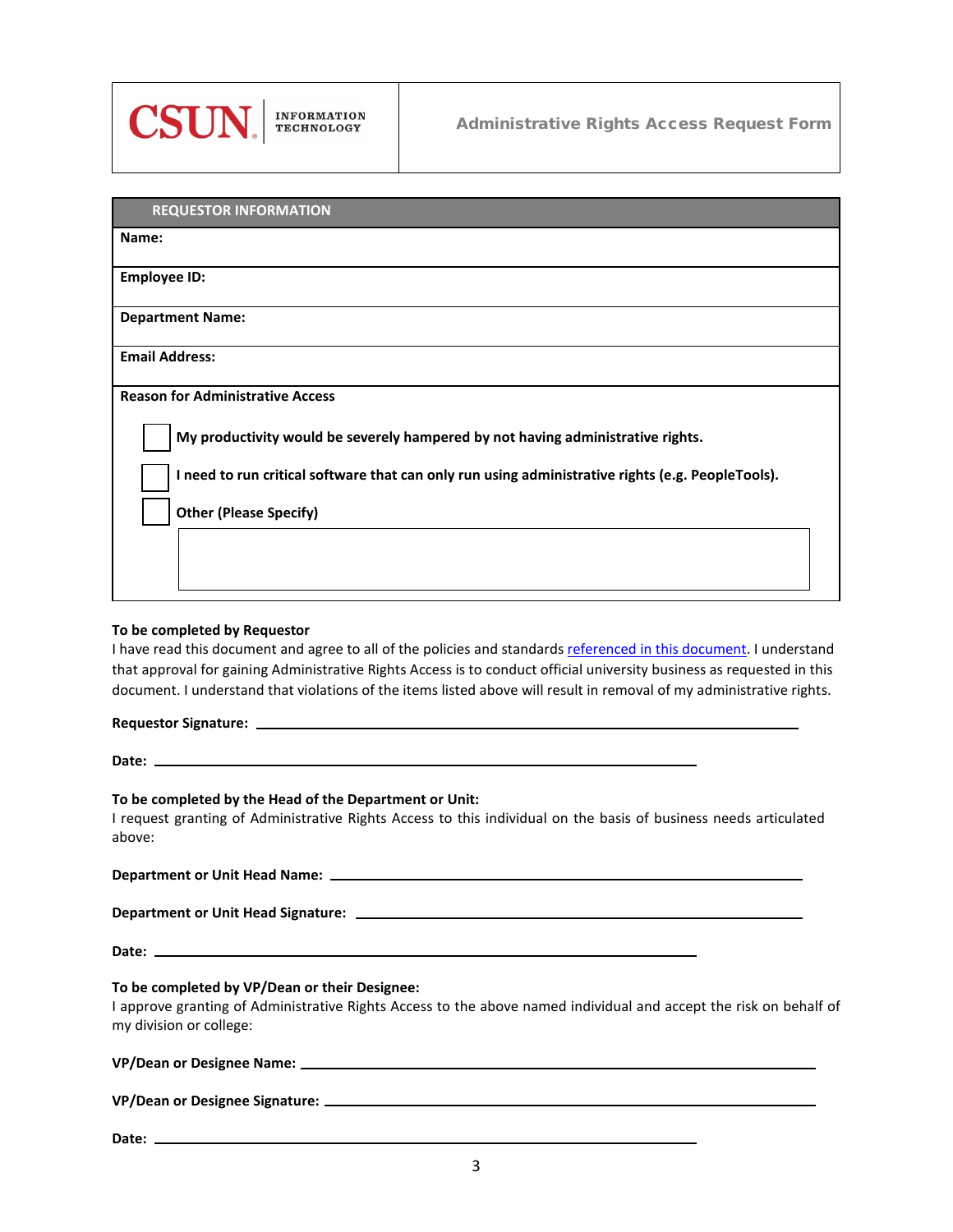CSUN | INFORMATION TECHNOLOGY

# Administrative Rights Access Request Form

| REQUESTOR INFORMATION |
|---|
| **Name:** |
| **Employee ID:** |
| **Department Name:** |
| **Email Address:** |
| **Reason for Administrative Access** |
| ☐ **My productivity would be severely hampered by not having administrative rights.** |
| ☐ **I need to run critical software that can only run using administrative rights (e.g. PeopleTools).** |
| ☐ **Other (Please Specify)** |

**To be completed by Requestor**

I have read this document and agree to all of the policies and standards referenced in this document. I understand that approval for gaining Administrative Rights Access is to conduct official university business as requested in this document. I understand that violations of the items listed above will result in removal of my administrative rights.

**Requestor Signature:** ______________________________

**Date:** ______________________________

**To be completed by the Head of the Department or Unit:**

I request granting of Administrative Rights Access to this individual on the basis of business needs articulated above:

**Department or Unit Head Name:** ______________________________

**Department or Unit Head Signature:** ______________________________

**Date:** ______________________________

**To be completed by VP/Dean or their Designee:**

I approve granting of Administrative Rights Access to the above named individual and accept the risk on behalf of my division or college:

**VP/Dean or Designee Name:** ______________________________

**VP/Dean or Designee Signature:** ______________________________

**Date:** ______________________________